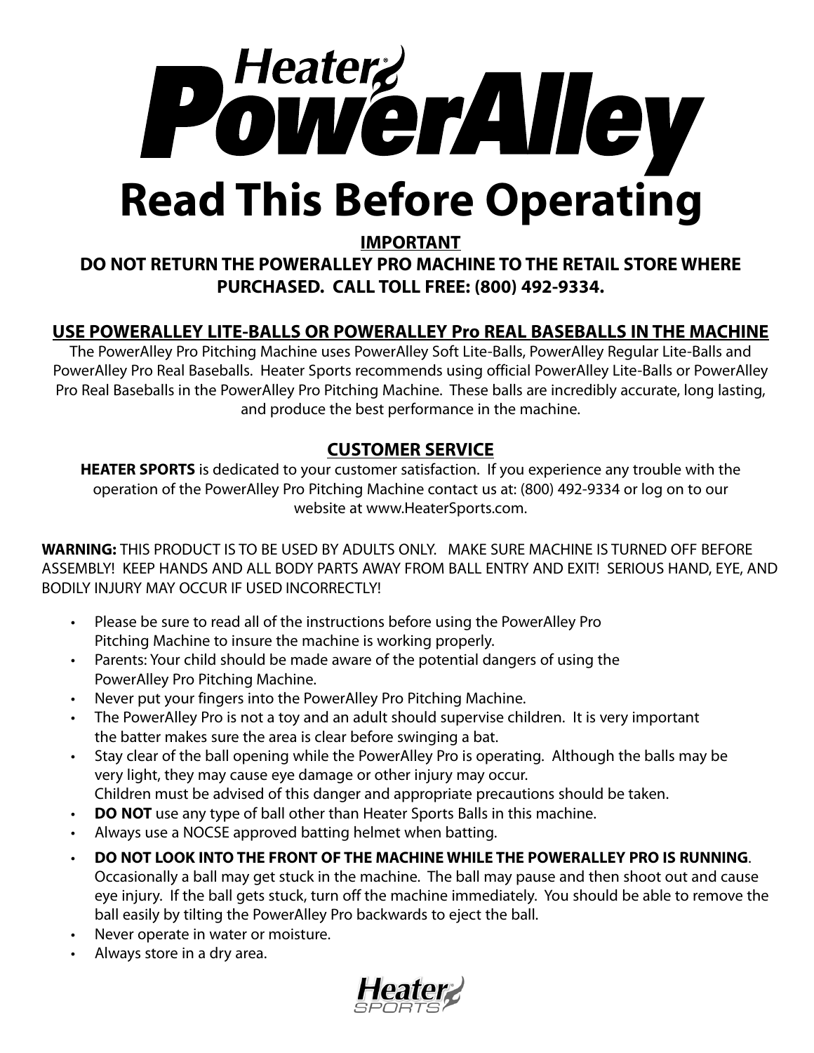# Heater® PowerAlley

# Read This Before Operating

**IMPORTANT**

**DO NOT RETURN THE POWERALLEY PRO MACHINE TO THE RETAIL STORE WHERE PURCHASED. CALL TOLL FREE: (800) 492-9334.**

## USE POWERALLEY LITE-BALLS OR POWERALLEY Pro REAL BASEBALLS IN THE MACHINE

The PowerAlley Pro Pitching Machine uses PowerAlley Soft Lite-Balls, PowerAlley Regular Lite-Balls and PowerAlley Pro Real Baseballs. Heater Sports recommends using official PowerAlley Lite-Balls or PowerAlley Pro Real Baseballs in the PowerAlley Pro Pitching Machine. These balls are incredibly accurate, long lasting, and produce the best performance in the machine.

## CUSTOMER SERVICE

**HEATER SPORTS** is dedicated to your customer satisfaction. If you experience any trouble with the operation of the PowerAlley Pro Pitching Machine contact us at: (800) 492-9334 or log on to our website at www.HeaterSports.com.

**WARNING:** THIS PRODUCT IS TO BE USED BY ADULTS ONLY. MAKE SURE MACHINE IS TURNED OFF BEFORE ASSEMBLY! KEEP HANDS AND ALL BODY PARTS AWAY FROM BALL ENTRY AND EXIT! SERIOUS HAND, EYE, AND BODILY INJURY MAY OCCUR IF USED INCORRECTLY!

- Please be sure to read all of the instructions before using the PowerAlley Pro Pitching Machine to insure the machine is working properly.
- Parents: Your child should be made aware of the potential dangers of using the PowerAlley Pro Pitching Machine.
- Never put your fingers into the PowerAlley Pro Pitching Machine.
- The PowerAlley Pro is not a toy and an adult should supervise children. It is very important the batter makes sure the area is clear before swinging a bat.
- Stay clear of the ball opening while the PowerAlley Pro is operating. Although the balls may be very light, they may cause eye damage or other injury may occur. Children must be advised of this danger and appropriate precautions should be taken.
- **DO NOT** use any type of ball other than Heater Sports Balls in this machine.
- Always use a NOCSE approved batting helmet when batting.
- **DO NOT LOOK INTO THE FRONT OF THE MACHINE WHILE THE POWERALLEY PRO IS RUNNING**. Occasionally a ball may get stuck in the machine. The ball may pause and then shoot out and cause eye injury. If the ball gets stuck, turn off the machine immediately. You should be able to remove the ball easily by tilting the PowerAlley Pro backwards to eject the ball.
- Never operate in water or moisture.
- Always store in a dry area.

Heater SPORTS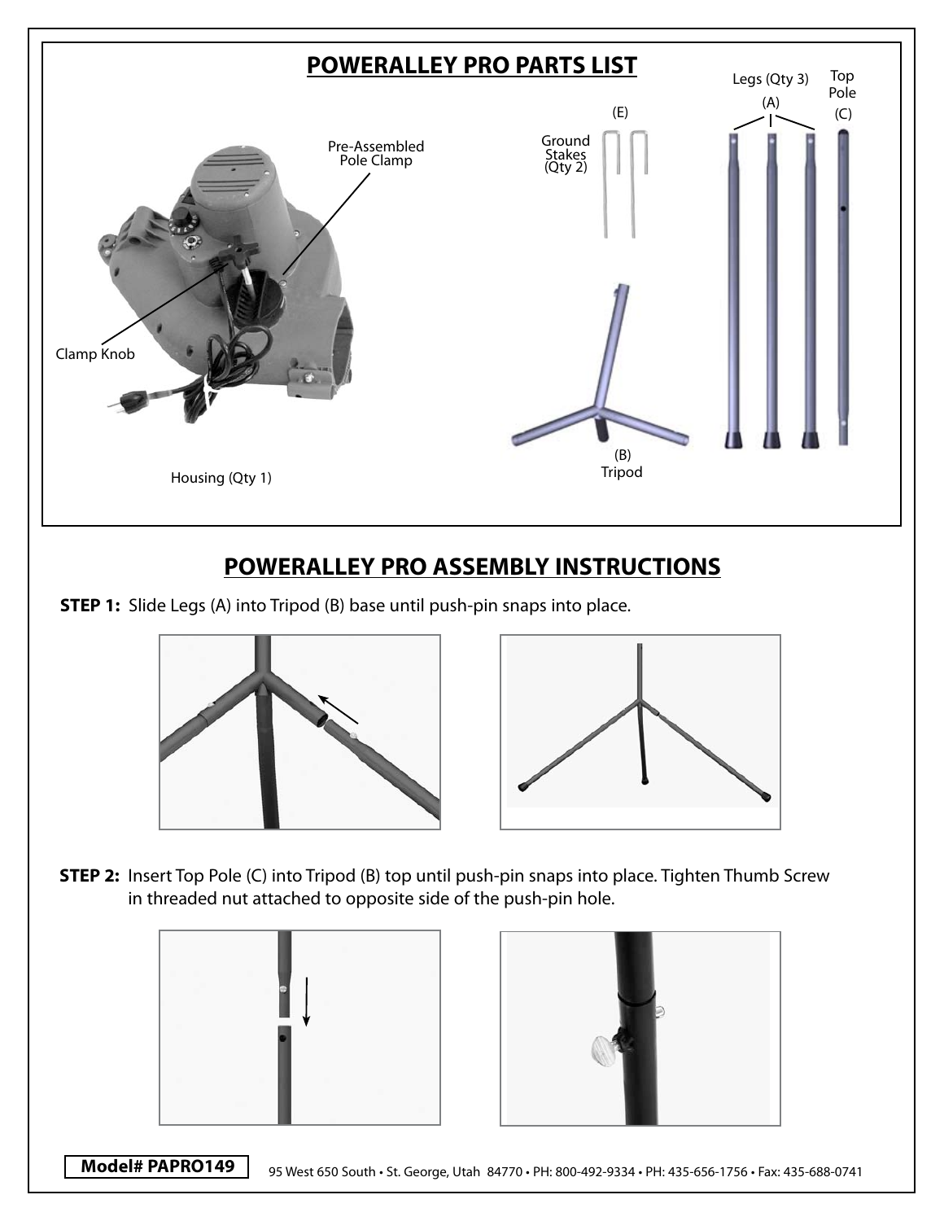## POWERALLEY PRO PARTS LIST

Pre-Assembled Pole Clamp

Clamp Knob

Housing (Qty 1)

(E) Ground Stakes (Qty 2)

(B) Tripod

Legs (Qty 3) (A)

Top Pole (C)

## POWERALLEY PRO ASSEMBLY INSTRUCTIONS

**STEP 1:** Slide Legs (A) into Tripod (B) base until push-pin snaps into place.

**STEP 2:** Insert Top Pole (C) into Tripod (B) top until push-pin snaps into place. Tighten Thumb Screw in threaded nut attached to opposite side of the push-pin hole.

**Model# PAPRO149**

95 West 650 South • St. George, Utah 84770 • PH: 800-492-9334 • PH: 435-656-1756 • Fax: 435-688-0741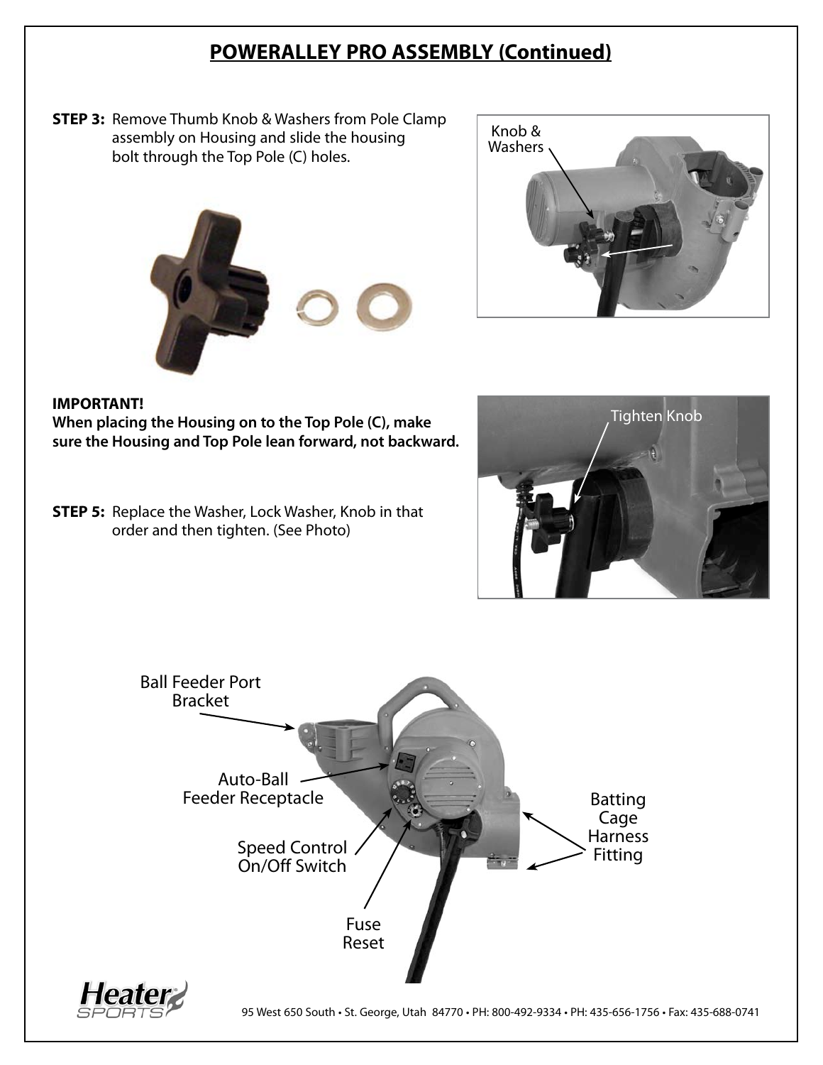## POWERALLEY PRO ASSEMBLY (Continued)

**STEP 3:** Remove Thumb Knob & Washers from Pole Clamp assembly on Housing and slide the housing bolt through the Top Pole (C) holes.

Knob & Washers

**IMPORTANT!**
**When placing the Housing on to the Top Pole (C), make sure the Housing and Top Pole lean forward, not backward.**

**STEP 5:** Replace the Washer, Lock Washer, Knob in that order and then tighten. (See Photo)

Tighten Knob

Ball Feeder Port Bracket

Auto-Ball Feeder Receptacle

Speed Control On/Off Switch

Fuse Reset

Batting Cage Harness Fitting

95 West 650 South • St. George, Utah 84770 • PH: 800-492-9334 • PH: 435-656-1756 • Fax: 435-688-0741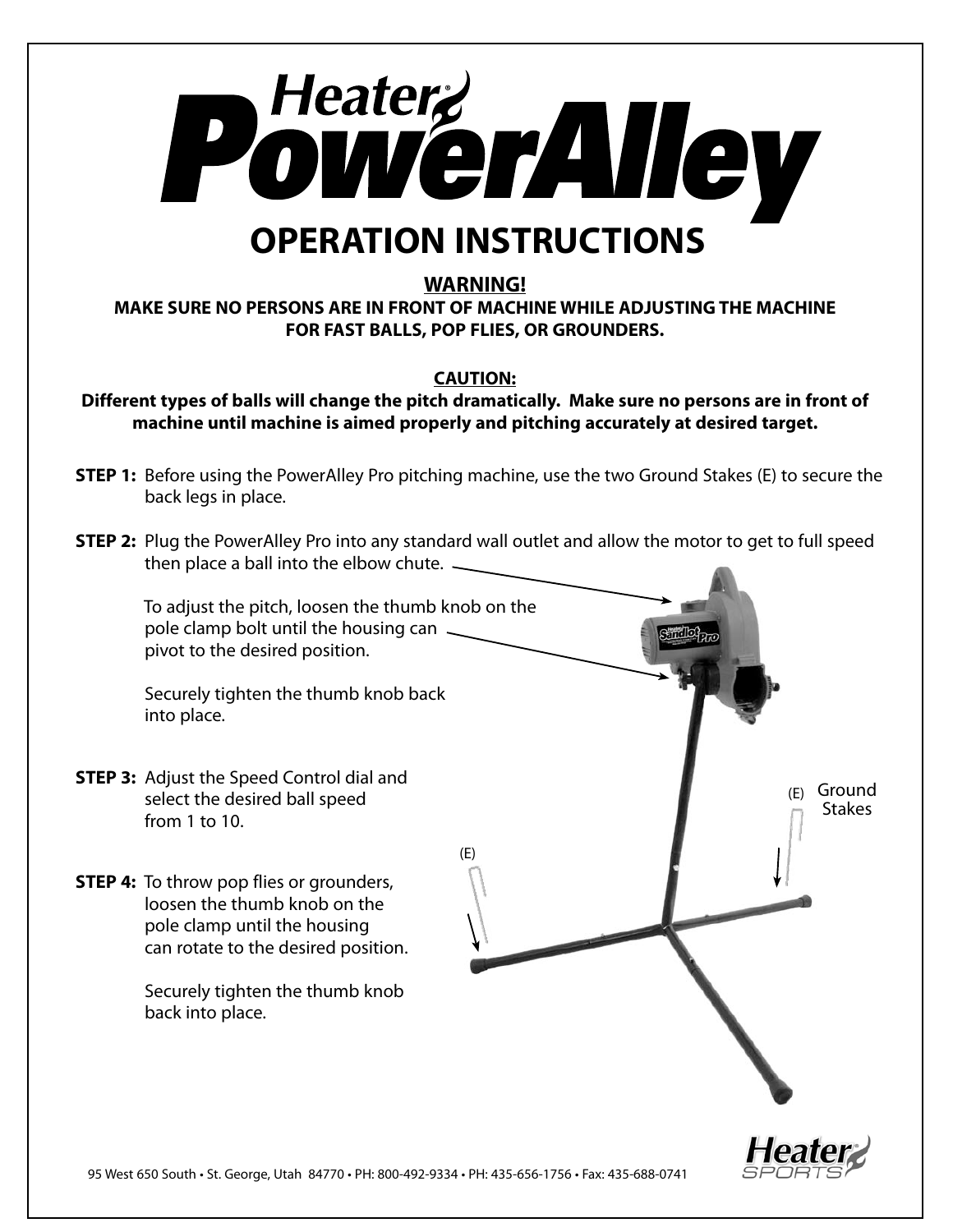# Heater PowerAlley

## OPERATION INSTRUCTIONS

**WARNING!**

**MAKE SURE NO PERSONS ARE IN FRONT OF MACHINE WHILE ADJUSTING THE MACHINE FOR FAST BALLS, POP FLIES, OR GROUNDERS.**

**CAUTION:**

**Different types of balls will change the pitch dramatically. Make sure no persons are in front of machine until machine is aimed properly and pitching accurately at desired target.**

**STEP 1:** Before using the PowerAlley Pro pitching machine, use the two Ground Stakes (E) to secure the back legs in place.

**STEP 2:** Plug the PowerAlley Pro into any standard wall outlet and allow the motor to get to full speed then place a ball into the elbow chute.

To adjust the pitch, loosen the thumb knob on the pole clamp bolt until the housing can pivot to the desired position.

Securely tighten the thumb knob back into place.

**STEP 3:** Adjust the Speed Control dial and select the desired ball speed from 1 to 10.

**STEP 4:** To throw pop flies or grounders, loosen the thumb knob on the pole clamp until the housing can rotate to the desired position.

Securely tighten the thumb knob back into place.

(E) Ground Stakes

(E)

95 West 650 South • St. George, Utah 84770 • PH: 800-492-9334 • PH: 435-656-1756 • Fax: 435-688-0741

Heater SPORTS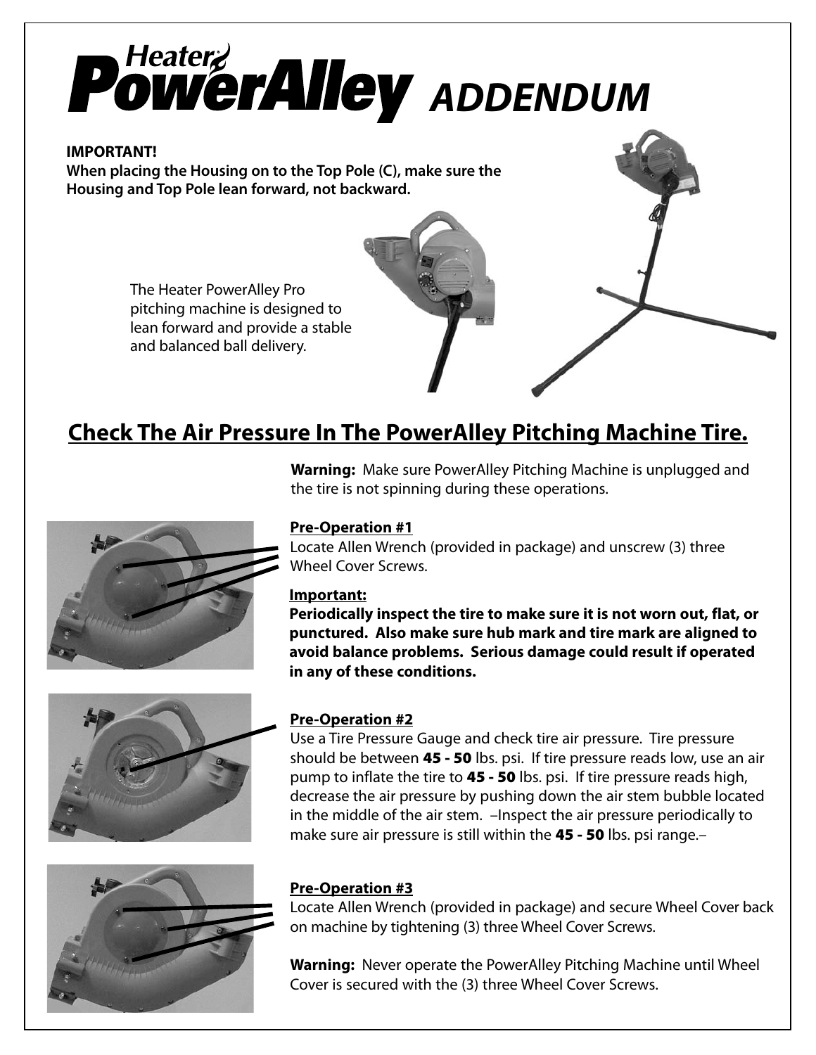# Heater PowerAlley ADDENDUM

**IMPORTANT!**
**When placing the Housing on to the Top Pole (C), make sure the Housing and Top Pole lean forward, not backward.**

The Heater PowerAlley Pro pitching machine is designed to lean forward and provide a stable and balanced ball delivery.

## Check The Air Pressure In The PowerAlley Pitching Machine Tire.

**Warning:** Make sure PowerAlley Pitching Machine is unplugged and the tire is not spinning during these operations.

**Pre-Operation #1**

Locate Allen Wrench (provided in package) and unscrew (3) three Wheel Cover Screws.

**Important:**

**Periodically inspect the tire to make sure it is not worn out, flat, or punctured. Also make sure hub mark and tire mark are aligned to avoid balance problems. Serious damage could result if operated in any of these conditions.**

**Pre-Operation #2**

Use a Tire Pressure Gauge and check tire air pressure. Tire pressure should be between **45 - 50** lbs. psi. If tire pressure reads low, use an air pump to inflate the tire to **45 - 50** lbs. psi. If tire pressure reads high, decrease the air pressure by pushing down the air stem bubble located in the middle of the air stem. –Inspect the air pressure periodically to make sure air pressure is still within the **45 - 50** lbs. psi range.–

**Pre-Operation #3**

Locate Allen Wrench (provided in package) and secure Wheel Cover back on machine by tightening (3) three Wheel Cover Screws.

**Warning:** Never operate the PowerAlley Pitching Machine until Wheel Cover is secured with the (3) three Wheel Cover Screws.